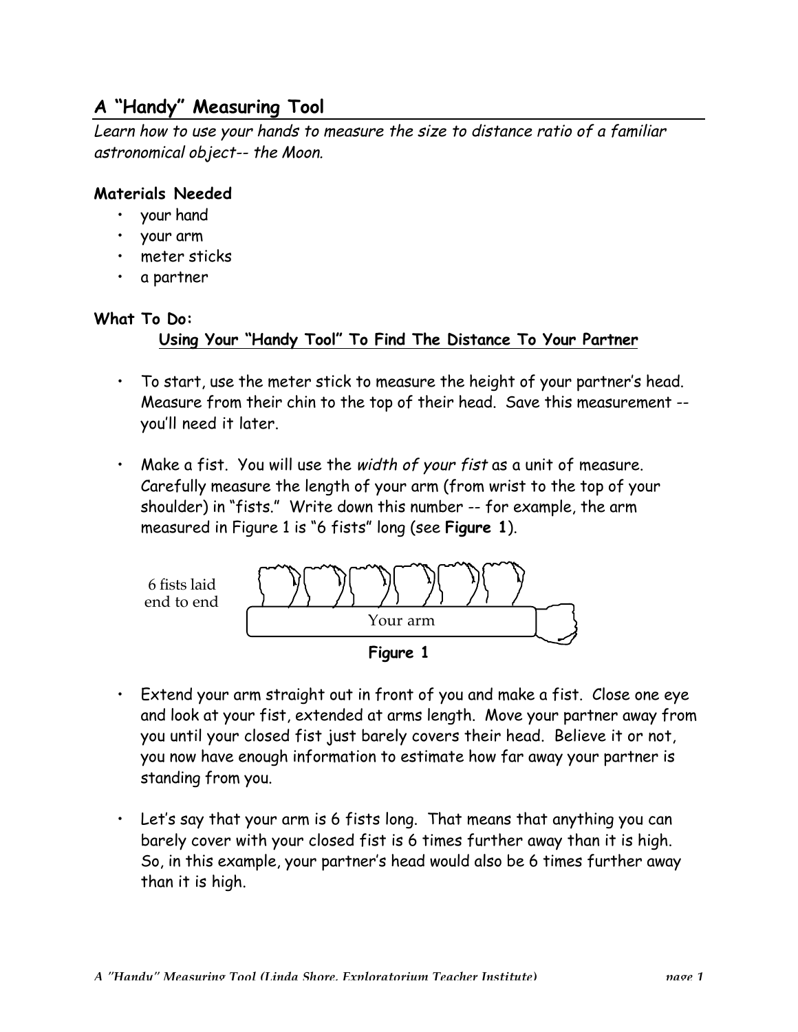# A "Handy" Measuring Tool

*Learn how to use your hands to measure the size to distance ratio of a familiar astronomical object-- the Moon.*

**Materials Needed**

- your hand
- your arm
- meter sticks
- a partner

**What To Do:**

**Using Your "Handy Tool" To Find The Distance To Your Partner**

- To start, use the meter stick to measure the height of your partner's head. Measure from their chin to the top of their head. Save this measurement -- you'll need it later.
- Make a fist. You will use the *width of your fist* as a unit of measure. Carefully measure the length of your arm (from wrist to the top of your shoulder) in "fists." Write down this number -- for example, the arm measured in Figure 1 is "6 fists" long (see **Figure 1**).

6 fists laid end to end

Your arm

**Figure 1**

- Extend your arm straight out in front of you and make a fist. Close one eye and look at your fist, extended at arms length. Move your partner away from you until your closed fist just barely covers their head. Believe it or not, you now have enough information to estimate how far away your partner is standing from you.
- Let's say that your arm is 6 fists long. That means that anything you can barely cover with your closed fist is 6 times further away than it is high. So, in this example, your partner's head would also be 6 times further away than it is high.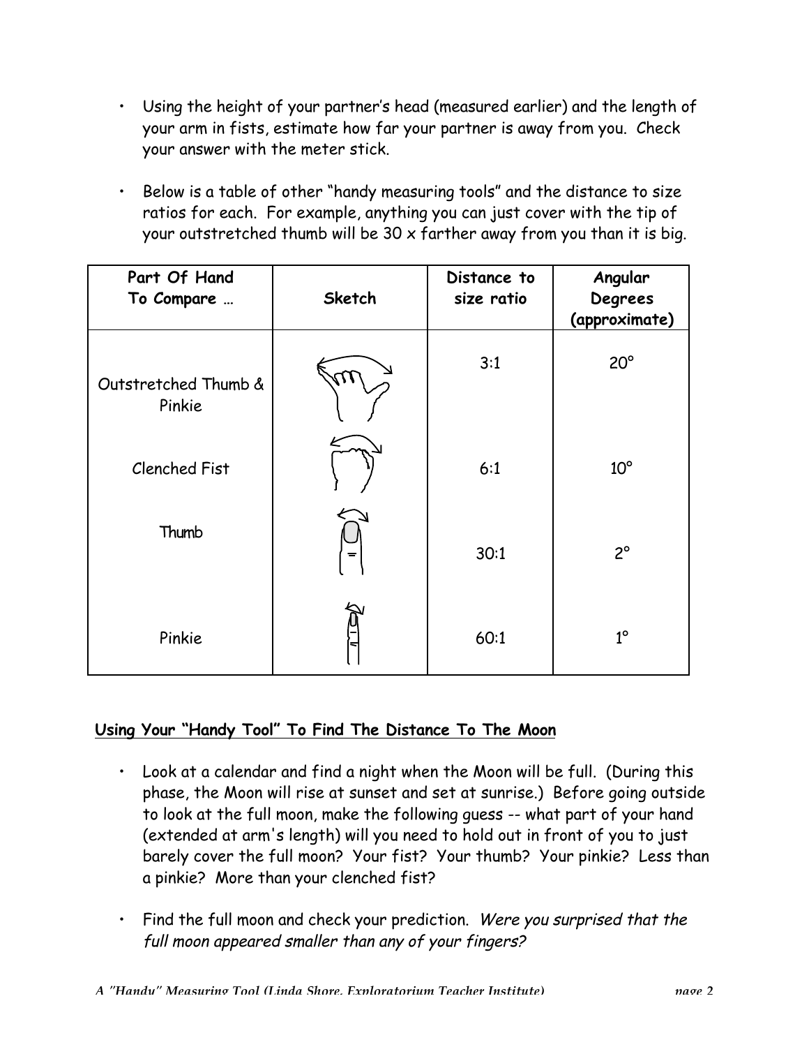- Using the height of your partner's head (measured earlier) and the length of your arm in fists, estimate how far your partner is away from you. Check your answer with the meter stick.

- Below is a table of other "handy measuring tools" and the distance to size ratios for each. For example, anything you can just cover with the tip of your outstretched thumb will be 30 x farther away from you than it is big.

| Part Of Hand To Compare … | Sketch | Distance to size ratio | Angular Degrees (approximate) |
|---|---|---|---|
| Outstretched Thumb & Pinkie | | 3:1 | 20° |
| Clenched Fist | | 6:1 | 10° |
| Thumb | | 30:1 | 2° |
| Pinkie | | 60:1 | 1° |

## Using Your "Handy Tool" To Find The Distance To The Moon

- Look at a calendar and find a night when the Moon will be full. (During this phase, the Moon will rise at sunset and set at sunrise.) Before going outside to look at the full moon, make the following guess -- what part of your hand (extended at arm's length) will you need to hold out in front of you to just barely cover the full moon? Your fist? Your thumb? Your pinkie? Less than a pinkie? More than your clenched fist?

- Find the full moon and check your prediction. *Were you surprised that the full moon appeared smaller than any of your fingers?*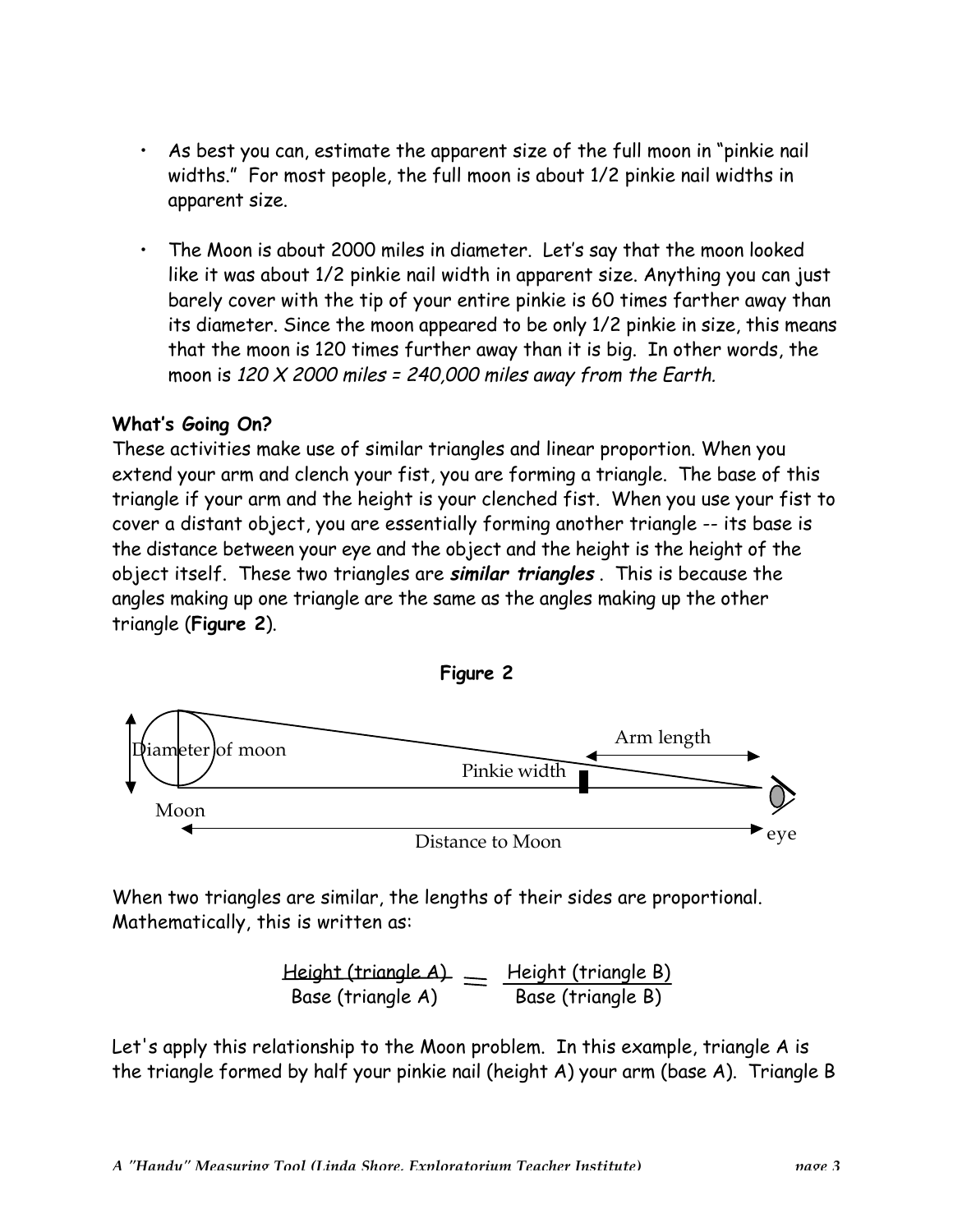- As best you can, estimate the apparent size of the full moon in "pinkie nail widths." For most people, the full moon is about 1/2 pinkie nail widths in apparent size.

- The Moon is about 2000 miles in diameter. Let's say that the moon looked like it was about 1/2 pinkie nail width in apparent size. Anything you can just barely cover with the tip of your entire pinkie is 60 times farther away than its diameter. Since the moon appeared to be only 1/2 pinkie in size, this means that the moon is 120 times further away than it is big. In other words, the moon is *120 X 2000 miles = 240,000 miles away from the Earth.*

**What's Going On?**

These activities make use of similar triangles and linear proportion. When you extend your arm and clench your fist, you are forming a triangle. The base of this triangle if your arm and the height is your clenched fist. When you use your fist to cover a distant object, you are essentially forming another triangle -- its base is the distance between your eye and the object and the height is the height of the object itself. These two triangles are ***similar triangles*** . This is because the angles making up one triangle are the same as the angles making up the other triangle (**Figure 2**).

**Figure 2**

Diameter of moon

Moon

Pinkie width

Arm length

eye

Distance to Moon

When two triangles are similar, the lengths of their sides are proportional. Mathematically, this is written as:

$$\frac{\text{Height (triangle A)}}{\text{Base (triangle A)}} = \frac{\text{Height (triangle B)}}{\text{Base (triangle B)}}$$

Let's apply this relationship to the Moon problem. In this example, triangle A is the triangle formed by half your pinkie nail (height A) your arm (base A). Triangle B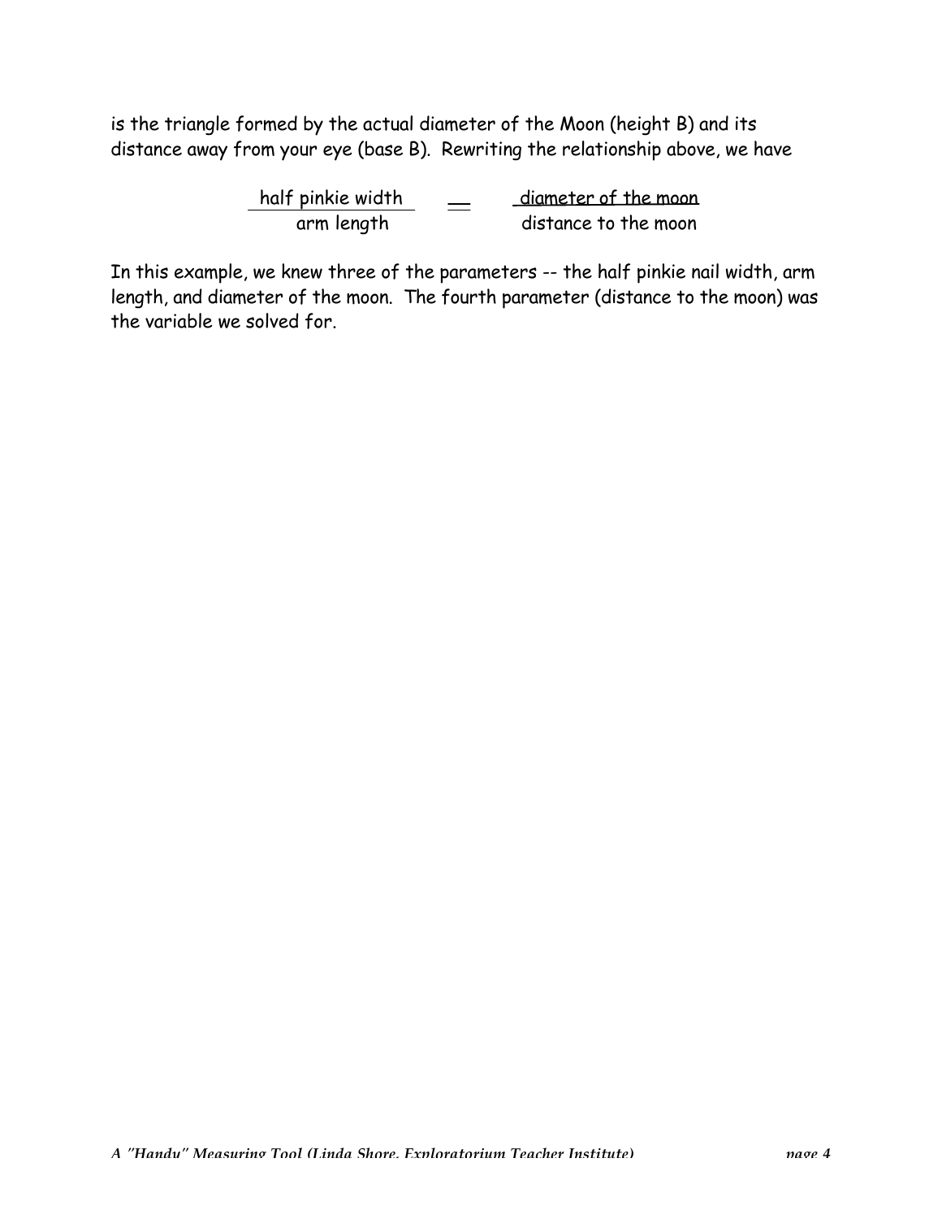is the triangle formed by the actual diameter of the Moon (height B) and its distance away from your eye (base B). Rewriting the relationship above, we have

$$\frac{\text{half pinkie width}}{\text{arm length}} = \frac{\text{diameter of the moon}}{\text{distance to the moon}}$$

In this example, we knew three of the parameters -- the half pinkie nail width, arm length, and diameter of the moon. The fourth parameter (distance to the moon) was the variable we solved for.